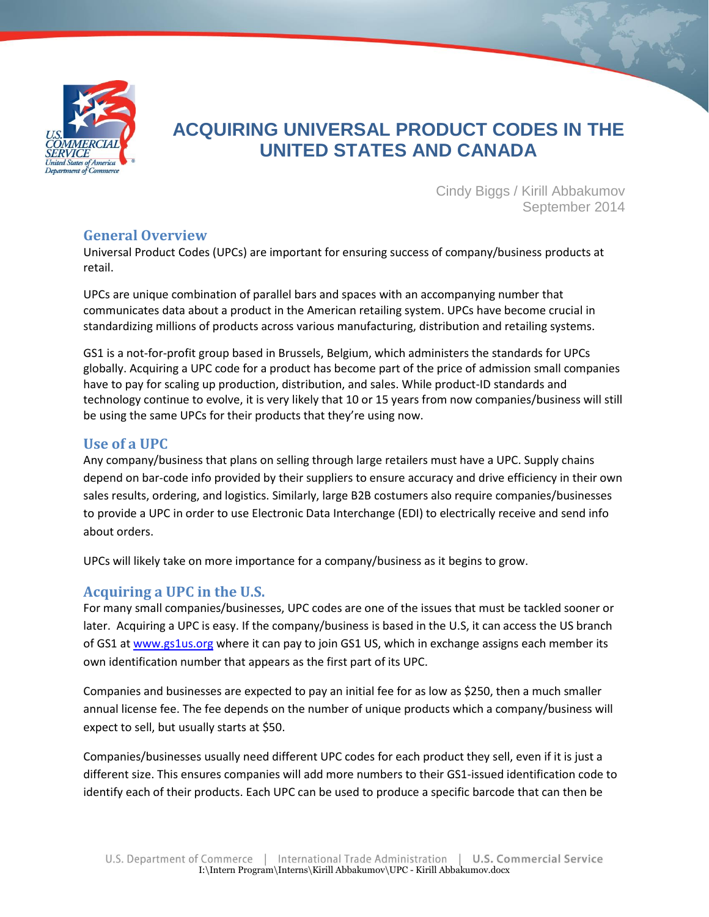# ACQUIRING UNIVERSAL PRODUCT CODES IN THE UNITED STATES AND CANADA

Cindy Biggs / Kirill Abbakumov
September 2014

## General Overview

Universal Product Codes (UPCs) are important for ensuring success of company/business products at retail.

UPCs are unique combination of parallel bars and spaces with an accompanying number that communicates data about a product in the American retailing system. UPCs have become crucial in standardizing millions of products across various manufacturing, distribution and retailing systems.

GS1 is a not-for-profit group based in Brussels, Belgium, which administers the standards for UPCs globally. Acquiring a UPC code for a product has become part of the price of admission small companies have to pay for scaling up production, distribution, and sales. While product-ID standards and technology continue to evolve, it is very likely that 10 or 15 years from now companies/business will still be using the same UPCs for their products that they're using now.

## Use of a UPC

Any company/business that plans on selling through large retailers must have a UPC. Supply chains depend on bar-code info provided by their suppliers to ensure accuracy and drive efficiency in their own sales results, ordering, and logistics. Similarly, large B2B costumers also require companies/businesses to provide a UPC in order to use Electronic Data Interchange (EDI) to electrically receive and send info about orders.

UPCs will likely take on more importance for a company/business as it begins to grow.

## Acquiring a UPC in the U.S.

For many small companies/businesses, UPC codes are one of the issues that must be tackled sooner or later. Acquiring a UPC is easy. If the company/business is based in the U.S, it can access the US branch of GS1 at www.gs1us.org where it can pay to join GS1 US, which in exchange assigns each member its own identification number that appears as the first part of its UPC.

Companies and businesses are expected to pay an initial fee for as low as $250, then a much smaller annual license fee. The fee depends on the number of unique products which a company/business will expect to sell, but usually starts at $50.

Companies/businesses usually need different UPC codes for each product they sell, even if it is just a different size. This ensures companies will add more numbers to their GS1-issued identification code to identify each of their products. Each UPC can be used to produce a specific barcode that can then be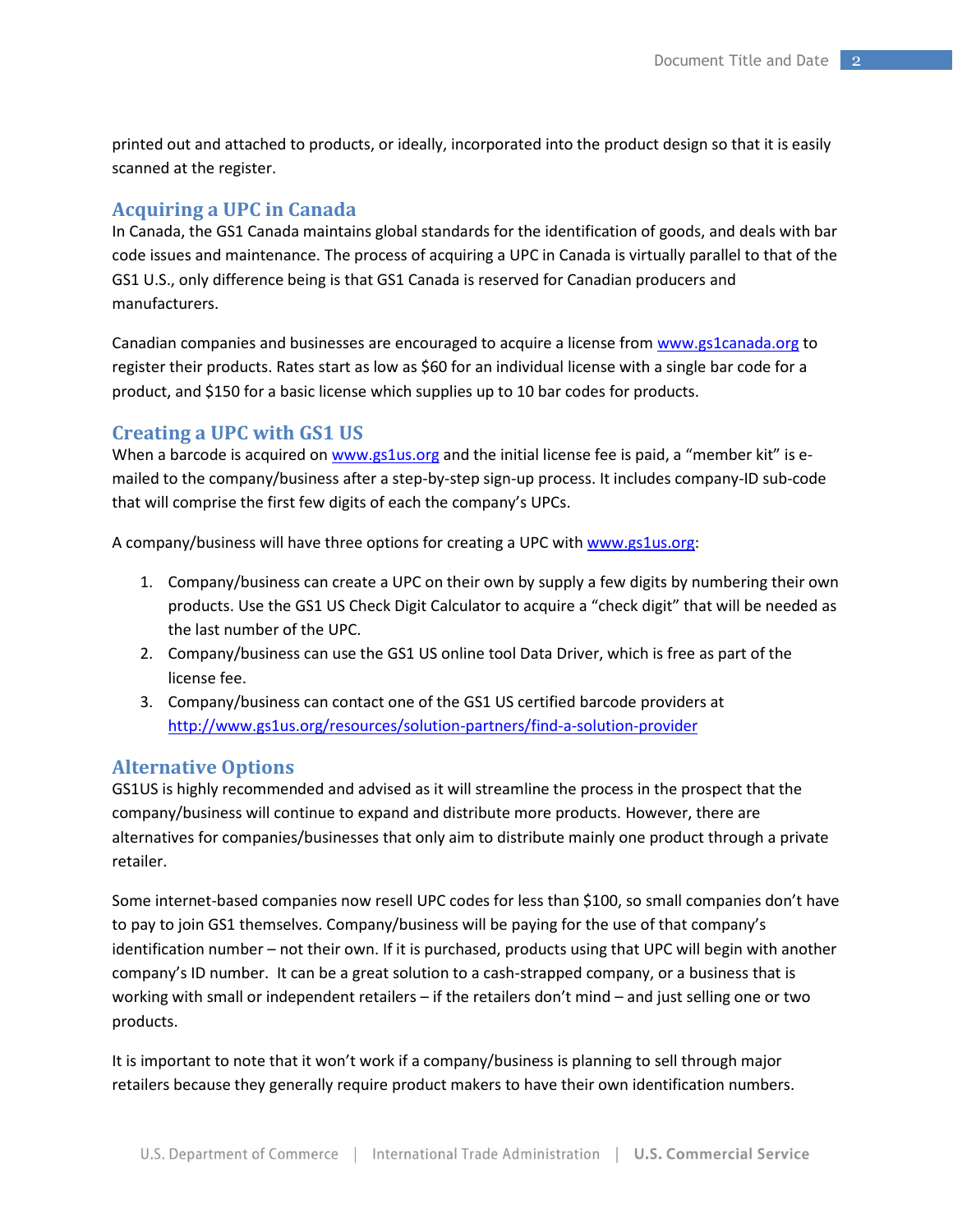printed out and attached to products, or ideally, incorporated into the product design so that it is easily scanned at the register.

## Acquiring a UPC in Canada

In Canada, the GS1 Canada maintains global standards for the identification of goods, and deals with bar code issues and maintenance. The process of acquiring a UPC in Canada is virtually parallel to that of the GS1 U.S., only difference being is that GS1 Canada is reserved for Canadian producers and manufacturers.

Canadian companies and businesses are encouraged to acquire a license from www.gs1canada.org to register their products. Rates start as low as $60 for an individual license with a single bar code for a product, and $150 for a basic license which supplies up to 10 bar codes for products.

## Creating a UPC with GS1 US

When a barcode is acquired on www.gs1us.org and the initial license fee is paid, a "member kit" is e-mailed to the company/business after a step-by-step sign-up process. It includes company-ID sub-code that will comprise the first few digits of each the company's UPCs.

A company/business will have three options for creating a UPC with www.gs1us.org:

1. Company/business can create a UPC on their own by supply a few digits by numbering their own products. Use the GS1 US Check Digit Calculator to acquire a "check digit" that will be needed as the last number of the UPC.
2. Company/business can use the GS1 US online tool Data Driver, which is free as part of the license fee.
3. Company/business can contact one of the GS1 US certified barcode providers at http://www.gs1us.org/resources/solution-partners/find-a-solution-provider

## Alternative Options

GS1US is highly recommended and advised as it will streamline the process in the prospect that the company/business will continue to expand and distribute more products. However, there are alternatives for companies/businesses that only aim to distribute mainly one product through a private retailer.

Some internet-based companies now resell UPC codes for less than $100, so small companies don't have to pay to join GS1 themselves. Company/business will be paying for the use of that company's identification number – not their own. If it is purchased, products using that UPC will begin with another company's ID number. It can be a great solution to a cash-strapped company, or a business that is working with small or independent retailers – if the retailers don't mind – and just selling one or two products.

It is important to note that it won't work if a company/business is planning to sell through major retailers because they generally require product makers to have their own identification numbers.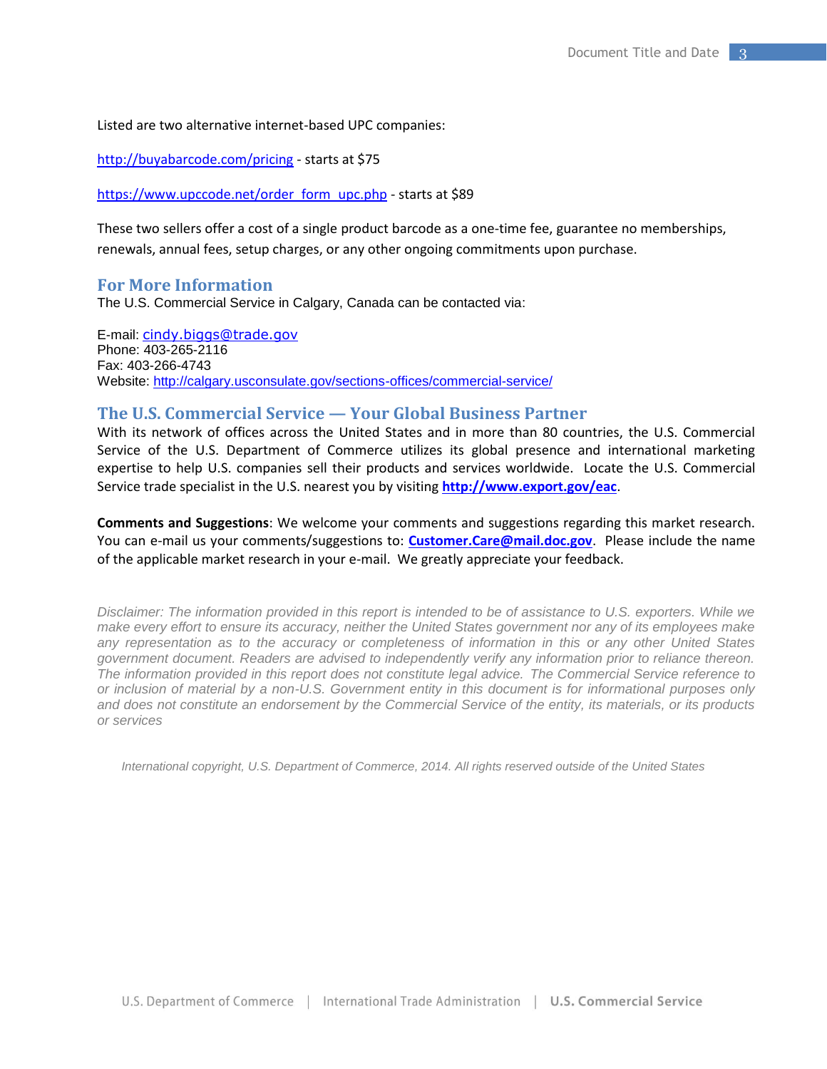Listed are two alternative internet-based UPC companies:

http://buyabarcode.com/pricing - starts at $75

https://www.upccode.net/order_form_upc.php - starts at $89

These two sellers offer a cost of a single product barcode as a one-time fee, guarantee no memberships, renewals, annual fees, setup charges, or any other ongoing commitments upon purchase.

## For More Information

The U.S. Commercial Service in Calgary, Canada can be contacted via:

E-mail: cindy.biggs@trade.gov
Phone: 403-265-2116
Fax: 403-266-4743
Website: http://calgary.usconsulate.gov/sections-offices/commercial-service/

## The U.S. Commercial Service — Your Global Business Partner

With its network of offices across the United States and in more than 80 countries, the U.S. Commercial Service of the U.S. Department of Commerce utilizes its global presence and international marketing expertise to help U.S. companies sell their products and services worldwide. Locate the U.S. Commercial Service trade specialist in the U.S. nearest you by visiting **http://www.export.gov/eac**.

**Comments and Suggestions**: We welcome your comments and suggestions regarding this market research. You can e-mail us your comments/suggestions to: **Customer.Care@mail.doc.gov**. Please include the name of the applicable market research in your e-mail. We greatly appreciate your feedback.

*Disclaimer: The information provided in this report is intended to be of assistance to U.S. exporters. While we make every effort to ensure its accuracy, neither the United States government nor any of its employees make any representation as to the accuracy or completeness of information in this or any other United States government document. Readers are advised to independently verify any information prior to reliance thereon. The information provided in this report does not constitute legal advice. The Commercial Service reference to or inclusion of material by a non-U.S. Government entity in this document is for informational purposes only and does not constitute an endorsement by the Commercial Service of the entity, its materials, or its products or services*

*International copyright, U.S. Department of Commerce, 2014. All rights reserved outside of the United States*